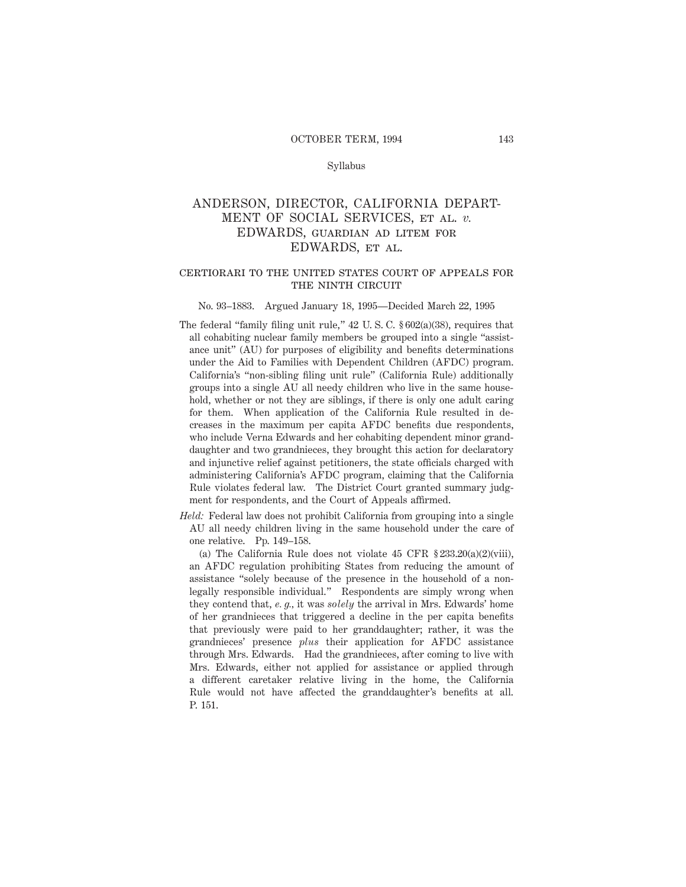Syllabus

# ANDERSON, DIRECTOR, CALIFORNIA DEPARTMENT OF SOCIAL SERVICES, ET AL. *v.* EDWARDS, GUARDIAN AD LITEM FOR EDWARDS, ET AL.

## CERTIORARI TO THE UNITED STATES COURT OF APPEALS FOR THE NINTH CIRCUIT

No. 93–1883. Argued January 18, 1995—Decided March 22, 1995

The federal "family filing unit rule," 42 U. S. C. § 602(a)(38), requires that all cohabiting nuclear family members be grouped into a single "assistance unit" (AU) for purposes of eligibility and benefits determinations under the Aid to Families with Dependent Children (AFDC) program. California's "non-sibling filing unit rule" (California Rule) additionally groups into a single AU all needy children who live in the same household, whether or not they are siblings, if there is only one adult caring for them. When application of the California Rule resulted in decreases in the maximum per capita AFDC benefits due respondents, who include Verna Edwards and her cohabiting dependent minor granddaughter and two grandnieces, they brought this action for declaratory and injunctive relief against petitioners, the state officials charged with administering California's AFDC program, claiming that the California Rule violates federal law. The District Court granted summary judgment for respondents, and the Court of Appeals affirmed.

*Held:* Federal law does not prohibit California from grouping into a single AU all needy children living in the same household under the care of one relative. Pp. 149–158.

(a) The California Rule does not violate 45 CFR § 233.20(a)(2)(viii), an AFDC regulation prohibiting States from reducing the amount of assistance "solely because of the presence in the household of a non-legally responsible individual." Respondents are simply wrong when they contend that, *e. g.*, it was *solely* the arrival in Mrs. Edwards' home of her grandnieces that triggered a decline in the per capita benefits that previously were paid to her granddaughter; rather, it was the grandnieces' presence *plus* their application for AFDC assistance through Mrs. Edwards. Had the grandnieces, after coming to live with Mrs. Edwards, either not applied for assistance or applied through a different caretaker relative living in the home, the California Rule would not have affected the granddaughter's benefits at all. P. 151.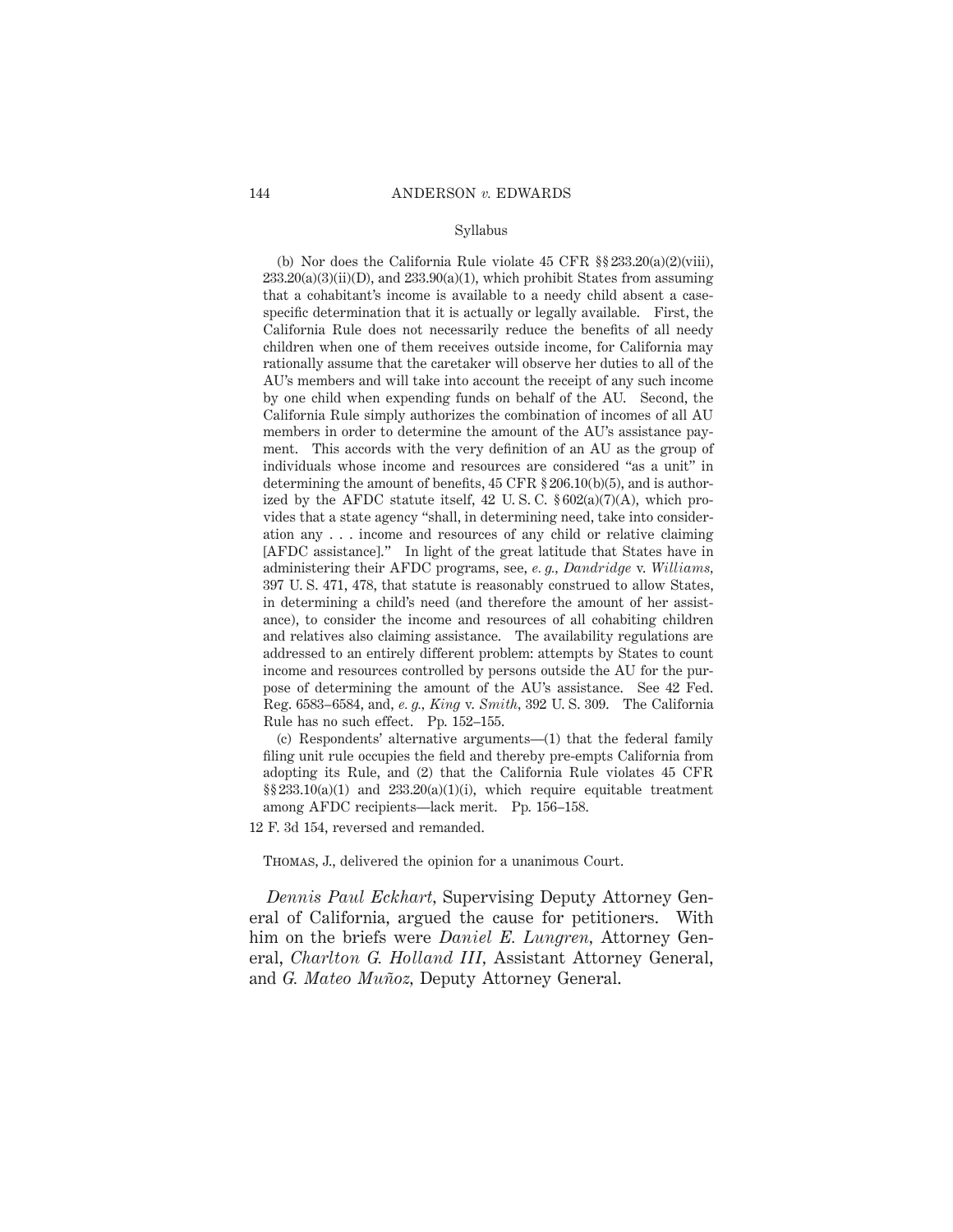(b) Nor does the California Rule violate 45 CFR §§ 233.20(a)(2)(viii), 233.20(a)(3)(ii)(D), and 233.90(a)(1), which prohibit States from assuming that a cohabitant's income is available to a needy child absent a case-specific determination that it is actually or legally available. First, the California Rule does not necessarily reduce the benefits of all needy children when one of them receives outside income, for California may rationally assume that the caretaker will observe her duties to all of the AU's members and will take into account the receipt of any such income by one child when expending funds on behalf of the AU. Second, the California Rule simply authorizes the combination of incomes of all AU members in order to determine the amount of the AU's assistance payment. This accords with the very definition of an AU as the group of individuals whose income and resources are considered "as a unit" in determining the amount of benefits, 45 CFR § 206.10(b)(5), and is authorized by the AFDC statute itself, 42 U. S. C. § 602(a)(7)(A), which provides that a state agency "shall, in determining need, take into consideration any . . . income and resources of any child or relative claiming [AFDC assistance]." In light of the great latitude that States have in administering their AFDC programs, see, *e. g.*, *Dandridge* v. *Williams*, 397 U. S. 471, 478, that statute is reasonably construed to allow States, in determining a child's need (and therefore the amount of her assistance), to consider the income and resources of all cohabiting children and relatives also claiming assistance. The availability regulations are addressed to an entirely different problem: attempts by States to count income and resources controlled by persons outside the AU for the purpose of determining the amount of the AU's assistance. See 42 Fed. Reg. 6583–6584, and, *e. g.*, *King* v. *Smith*, 392 U. S. 309. The California Rule has no such effect. Pp. 152–155.

(c) Respondents' alternative arguments—(1) that the federal family filing unit rule occupies the field and thereby pre-empts California from adopting its Rule, and (2) that the California Rule violates 45 CFR §§ 233.10(a)(1) and 233.20(a)(1)(i), which require equitable treatment among AFDC recipients—lack merit. Pp. 156–158.

12 F. 3d 154, reversed and remanded.

Thomas, J., delivered the opinion for a unanimous Court.

*Dennis Paul Eckhart*, Supervising Deputy Attorney General of California, argued the cause for petitioners. With him on the briefs were *Daniel E. Lungren*, Attorney General, *Charlton G. Holland III*, Assistant Attorney General, and *G. Mateo Muñoz*, Deputy Attorney General.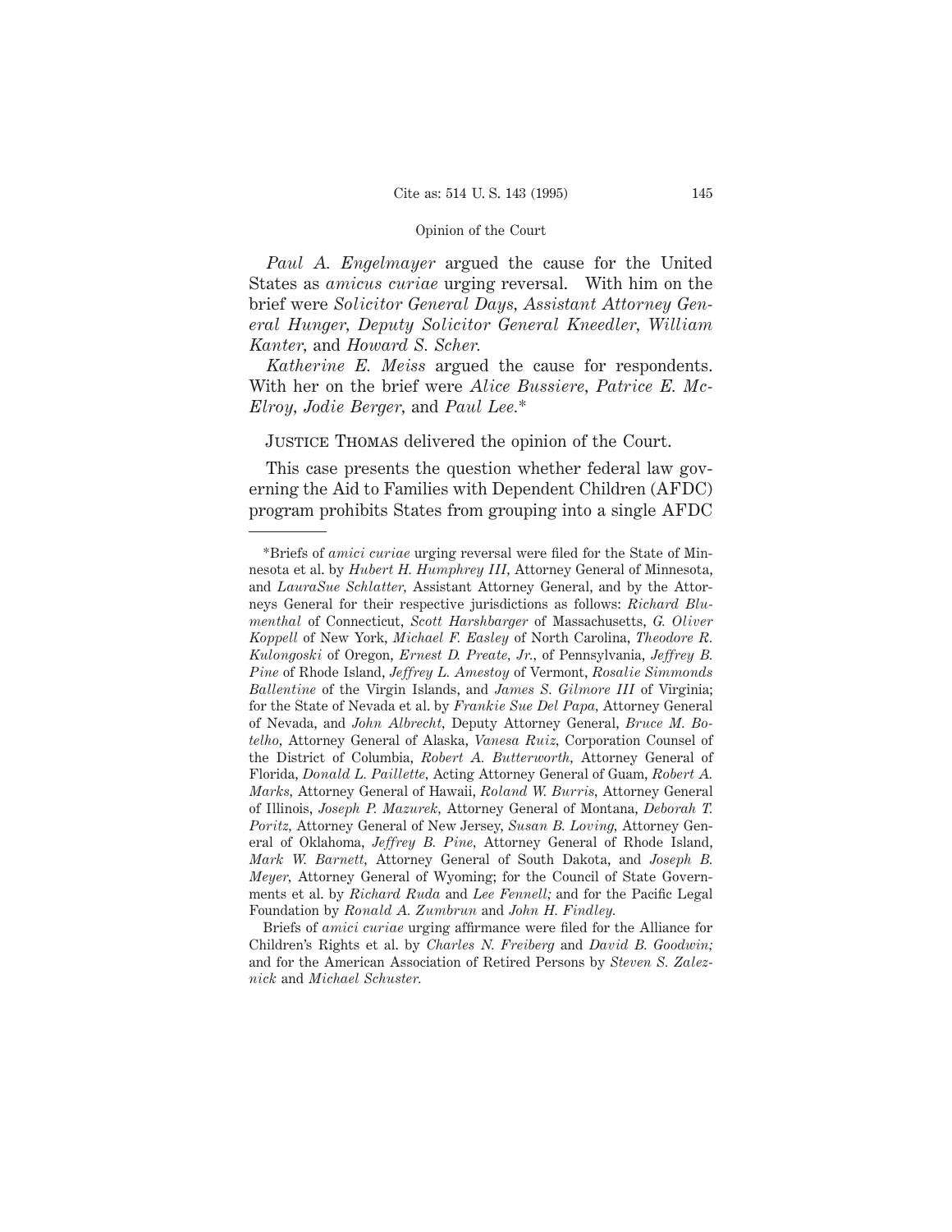*Paul A. Engelmayer* argued the cause for the United States as *amicus curiae* urging reversal. With him on the brief were *Solicitor General Days*, *Assistant Attorney General Hunger*, *Deputy Solicitor General Kneedler*, *William Kanter*, and *Howard S. Scher.*

*Katherine E. Meiss* argued the cause for respondents. With her on the brief were *Alice Bussiere*, *Patrice E. McElroy*, *Jodie Berger*, and *Paul Lee.**

Justice Thomas delivered the opinion of the Court.

This case presents the question whether federal law governing the Aid to Families with Dependent Children (AFDC) program prohibits States from grouping into a single AFDC

---

*Briefs of *amici curiae* urging reversal were filed for the State of Minnesota et al. by *Hubert H. Humphrey III*, Attorney General of Minnesota, and *LauraSue Schlatter*, Assistant Attorney General, and by the Attorneys General for their respective jurisdictions as follows: *Richard Blumenthal* of Connecticut, *Scott Harshbarger* of Massachusetts, *G. Oliver Koppell* of New York, *Michael F. Easley* of North Carolina, *Theodore R. Kulongoski* of Oregon, *Ernest D. Preate, Jr.*, of Pennsylvania, *Jeffrey B. Pine* of Rhode Island, *Jeffrey L. Amestoy* of Vermont, *Rosalie Simmonds Ballentine* of the Virgin Islands, and *James S. Gilmore III* of Virginia; for the State of Nevada et al. by *Frankie Sue Del Papa*, Attorney General of Nevada, and *John Albrecht*, Deputy Attorney General, *Bruce M. Botelho*, Attorney General of Alaska, *Vanesa Ruiz*, Corporation Counsel of the District of Columbia, *Robert A. Butterworth*, Attorney General of Florida, *Donald L. Paillette*, Acting Attorney General of Guam, *Robert A. Marks*, Attorney General of Hawaii, *Roland W. Burris*, Attorney General of Illinois, *Joseph P. Mazurek*, Attorney General of Montana, *Deborah T. Poritz*, Attorney General of New Jersey, *Susan B. Loving*, Attorney General of Oklahoma, *Jeffrey B. Pine*, Attorney General of Rhode Island, *Mark W. Barnett*, Attorney General of South Dakota, and *Joseph B. Meyer*, Attorney General of Wyoming; for the Council of State Governments et al. by *Richard Ruda* and *Lee Fennell;* and for the Pacific Legal Foundation by *Ronald A. Zumbrun* and *John H. Findley.*

Briefs of *amici curiae* urging affirmance were filed for the Alliance for Children's Rights et al. by *Charles N. Freiberg* and *David B. Goodwin;* and for the American Association of Retired Persons by *Steven S. Zaleznick* and *Michael Schuster.*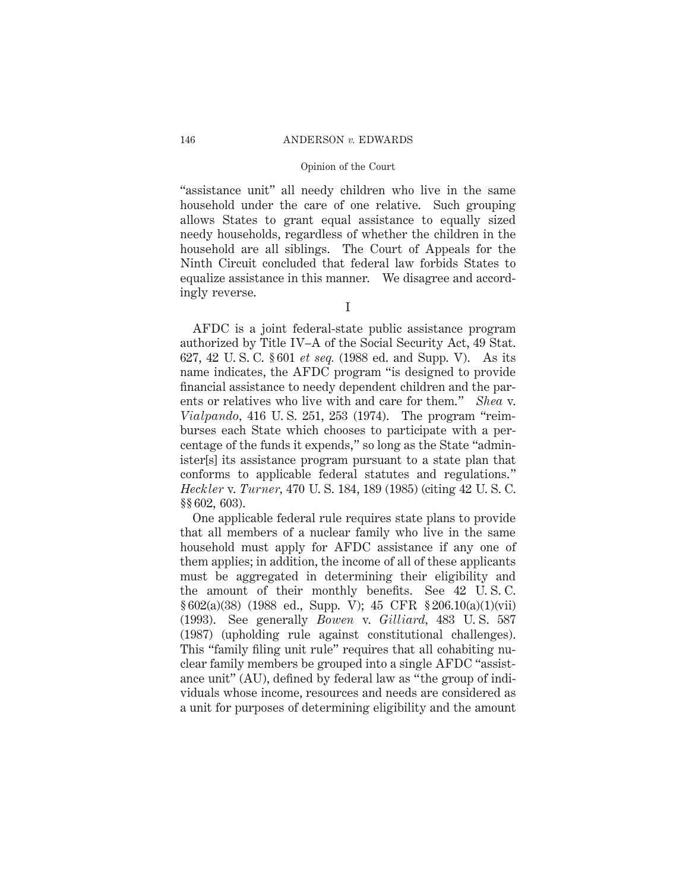"assistance unit" all needy children who live in the same household under the care of one relative. Such grouping allows States to grant equal assistance to equally sized needy households, regardless of whether the children in the household are all siblings. The Court of Appeals for the Ninth Circuit concluded that federal law forbids States to equalize assistance in this manner. We disagree and accordingly reverse.

I

AFDC is a joint federal-state public assistance program authorized by Title IV–A of the Social Security Act, 49 Stat. 627, 42 U. S. C. § 601 *et seq.* (1988 ed. and Supp. V). As its name indicates, the AFDC program "is designed to provide financial assistance to needy dependent children and the parents or relatives who live with and care for them." *Shea* v. *Vialpando*, 416 U. S. 251, 253 (1974). The program "reimburses each State which chooses to participate with a percentage of the funds it expends," so long as the State "administer[s] its assistance program pursuant to a state plan that conforms to applicable federal statutes and regulations." *Heckler* v. *Turner*, 470 U. S. 184, 189 (1985) (citing 42 U. S. C. §§ 602, 603).

One applicable federal rule requires state plans to provide that all members of a nuclear family who live in the same household must apply for AFDC assistance if any one of them applies; in addition, the income of all of these applicants must be aggregated in determining their eligibility and the amount of their monthly benefits. See 42 U. S. C. § 602(a)(38) (1988 ed., Supp. V); 45 CFR § 206.10(a)(1)(vii) (1993). See generally *Bowen* v. *Gilliard*, 483 U. S. 587 (1987) (upholding rule against constitutional challenges). This "family filing unit rule" requires that all cohabiting nuclear family members be grouped into a single AFDC "assistance unit" (AU), defined by federal law as "the group of individuals whose income, resources and needs are considered as a unit for purposes of determining eligibility and the amount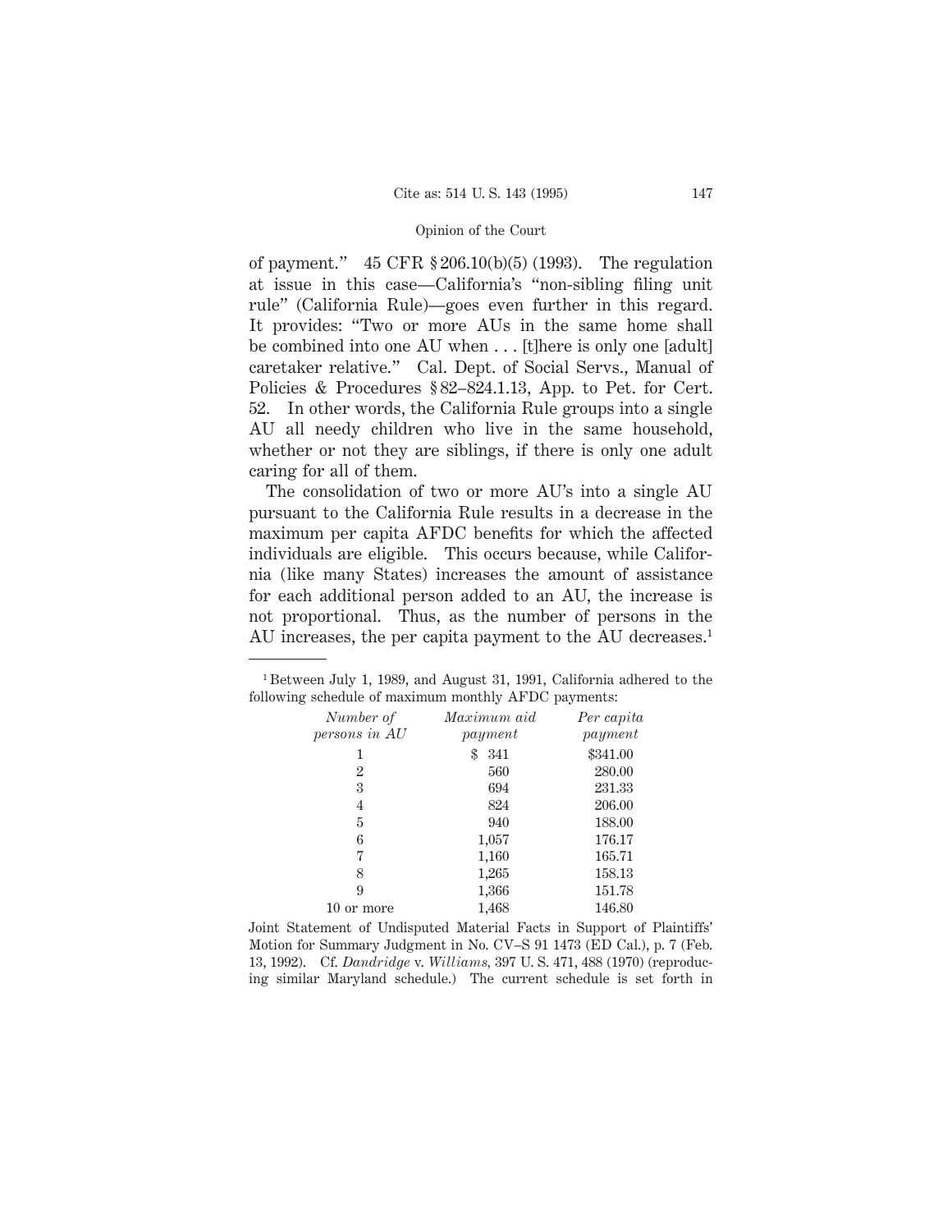of payment." 45 CFR § 206.10(b)(5) (1993). The regulation at issue in this case—California's "non-sibling filing unit rule" (California Rule)—goes even further in this regard. It provides: "Two or more AUs in the same home shall be combined into one AU when . . . [t]here is only one [adult] caretaker relative." Cal. Dept. of Social Servs., Manual of Policies & Procedures § 82–824.1.13, App. to Pet. for Cert. 52. In other words, the California Rule groups into a single AU all needy children who live in the same household, whether or not they are siblings, if there is only one adult caring for all of them.

The consolidation of two or more AU's into a single AU pursuant to the California Rule results in a decrease in the maximum per capita AFDC benefits for which the affected individuals are eligible. This occurs because, while California (like many States) increases the amount of assistance for each additional person added to an AU, the increase is not proportional. Thus, as the number of persons in the AU increases, the per capita payment to the AU decreases.[1]

---

[1] Between July 1, 1989, and August 31, 1991, California adhered to the following schedule of maximum monthly AFDC payments:

| *Number of persons in AU* | *Maximum aid payment* | *Per capita payment* |
|---|---|---|
| 1 | $ 341 | $341.00 |
| 2 | 560 | 280.00 |
| 3 | 694 | 231.33 |
| 4 | 824 | 206.00 |
| 5 | 940 | 188.00 |
| 6 | 1,057 | 176.17 |
| 7 | 1,160 | 165.71 |
| 8 | 1,265 | 158.13 |
| 9 | 1,366 | 151.78 |
| 10 or more | 1,468 | 146.80 |

Joint Statement of Undisputed Material Facts in Support of Plaintiffs' Motion for Summary Judgment in No. CV–S 91 1473 (ED Cal.), p. 7 (Feb. 13, 1992). Cf. *Dandridge* v. *Williams*, 397 U. S. 471, 488 (1970) (reproducing similar Maryland schedule.) The current schedule is set forth in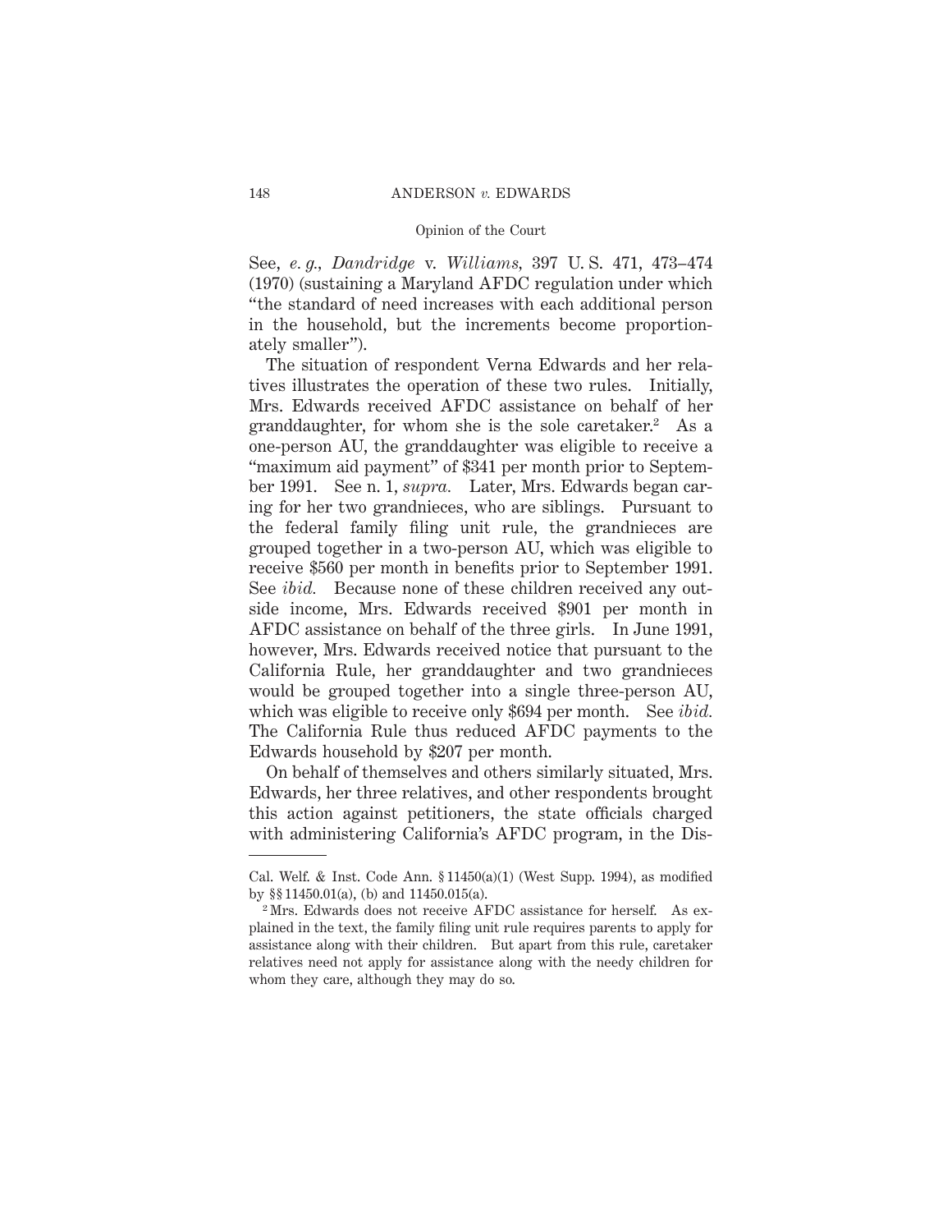See, *e. g.*, *Dandridge* v. *Williams*, 397 U. S. 471, 473–474 (1970) (sustaining a Maryland AFDC regulation under which "the standard of need increases with each additional person in the household, but the increments become proportionately smaller").

The situation of respondent Verna Edwards and her relatives illustrates the operation of these two rules. Initially, Mrs. Edwards received AFDC assistance on behalf of her granddaughter, for whom she is the sole caretaker.[2] As a one-person AU, the granddaughter was eligible to receive a "maximum aid payment" of $341 per month prior to September 1991. See n. 1, *supra.* Later, Mrs. Edwards began caring for her two grandnieces, who are siblings. Pursuant to the federal family filing unit rule, the grandnieces are grouped together in a two-person AU, which was eligible to receive $560 per month in benefits prior to September 1991. See *ibid.* Because none of these children received any outside income, Mrs. Edwards received $901 per month in AFDC assistance on behalf of the three girls. In June 1991, however, Mrs. Edwards received notice that pursuant to the California Rule, her granddaughter and two grandnieces would be grouped together into a single three-person AU, which was eligible to receive only $694 per month. See *ibid.* The California Rule thus reduced AFDC payments to the Edwards household by $207 per month.

On behalf of themselves and others similarly situated, Mrs. Edwards, her three relatives, and other respondents brought this action against petitioners, the state officials charged with administering California's AFDC program, in the Dis-

---

Cal. Welf. & Inst. Code Ann. § 11450(a)(1) (West Supp. 1994), as modified by §§ 11450.01(a), (b) and 11450.015(a).

[2] Mrs. Edwards does not receive AFDC assistance for herself. As explained in the text, the family filing unit rule requires parents to apply for assistance along with their children. But apart from this rule, caretaker relatives need not apply for assistance along with the needy children for whom they care, although they may do so.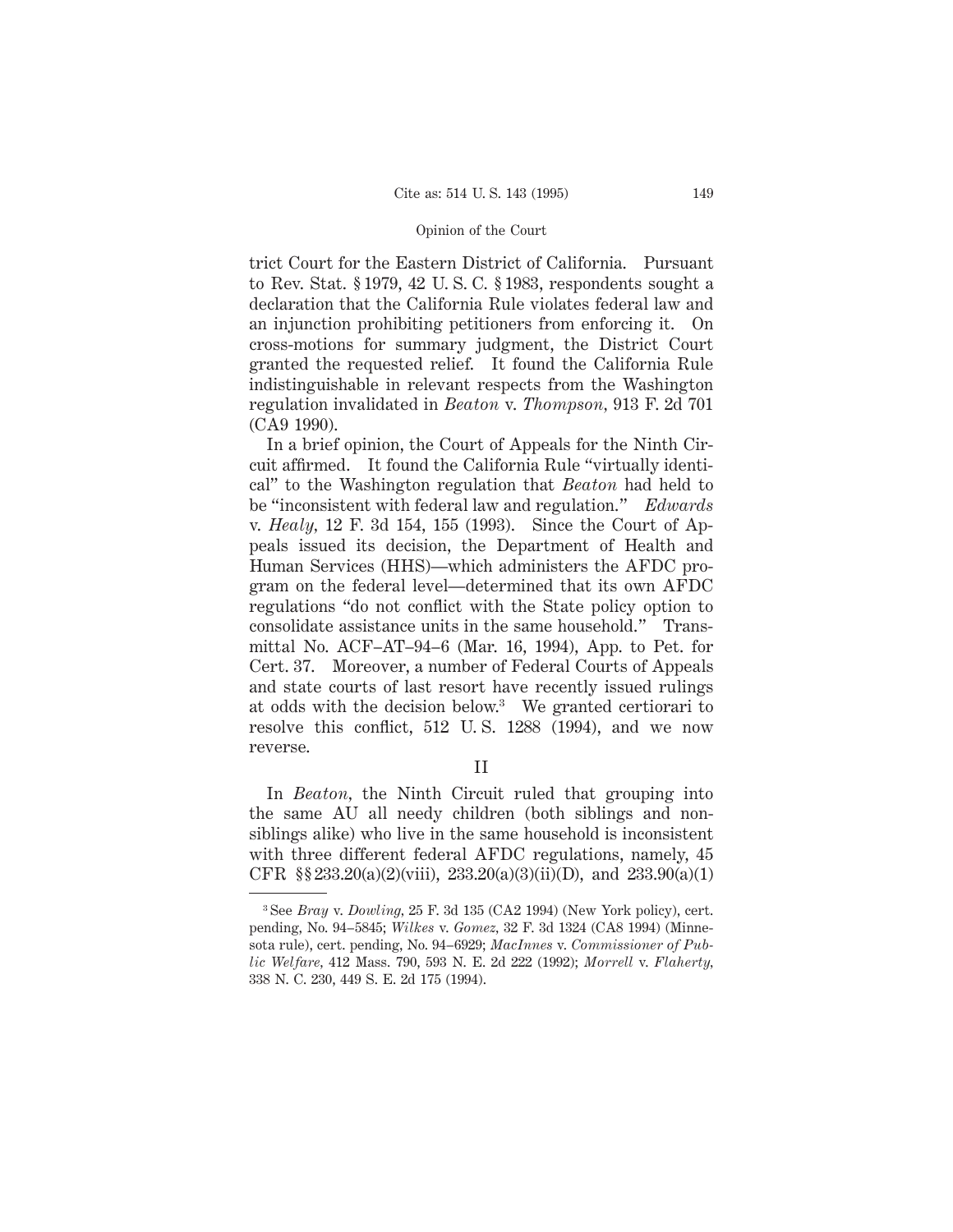trict Court for the Eastern District of California. Pursuant to Rev. Stat. § 1979, 42 U. S. C. § 1983, respondents sought a declaration that the California Rule violates federal law and an injunction prohibiting petitioners from enforcing it. On cross-motions for summary judgment, the District Court granted the requested relief. It found the California Rule indistinguishable in relevant respects from the Washington regulation invalidated in *Beaton* v. *Thompson*, 913 F. 2d 701 (CA9 1990).

In a brief opinion, the Court of Appeals for the Ninth Circuit affirmed. It found the California Rule "virtually identical" to the Washington regulation that *Beaton* had held to be "inconsistent with federal law and regulation." *Edwards* v. *Healy*, 12 F. 3d 154, 155 (1993). Since the Court of Appeals issued its decision, the Department of Health and Human Services (HHS)—which administers the AFDC program on the federal level—determined that its own AFDC regulations "do not conflict with the State policy option to consolidate assistance units in the same household." Transmittal No. ACF–AT–94–6 (Mar. 16, 1994), App. to Pet. for Cert. 37. Moreover, a number of Federal Courts of Appeals and state courts of last resort have recently issued rulings at odds with the decision below.[3] We granted certiorari to resolve this conflict, 512 U. S. 1288 (1994), and we now reverse.

## II

In *Beaton*, the Ninth Circuit ruled that grouping into the same AU all needy children (both siblings and nonsiblings alike) who live in the same household is inconsistent with three different federal AFDC regulations, namely, 45 CFR §§ 233.20(a)(2)(viii), 233.20(a)(3)(ii)(D), and 233.90(a)(1)

---

[3] See *Bray* v. *Dowling*, 25 F. 3d 135 (CA2 1994) (New York policy), cert. pending, No. 94–5845; *Wilkes* v. *Gomez*, 32 F. 3d 1324 (CA8 1994) (Minnesota rule), cert. pending, No. 94–6929; *MacInnes* v. *Commissioner of Public Welfare*, 412 Mass. 790, 593 N. E. 2d 222 (1992); *Morrell* v. *Flaherty*, 338 N. C. 230, 449 S. E. 2d 175 (1994).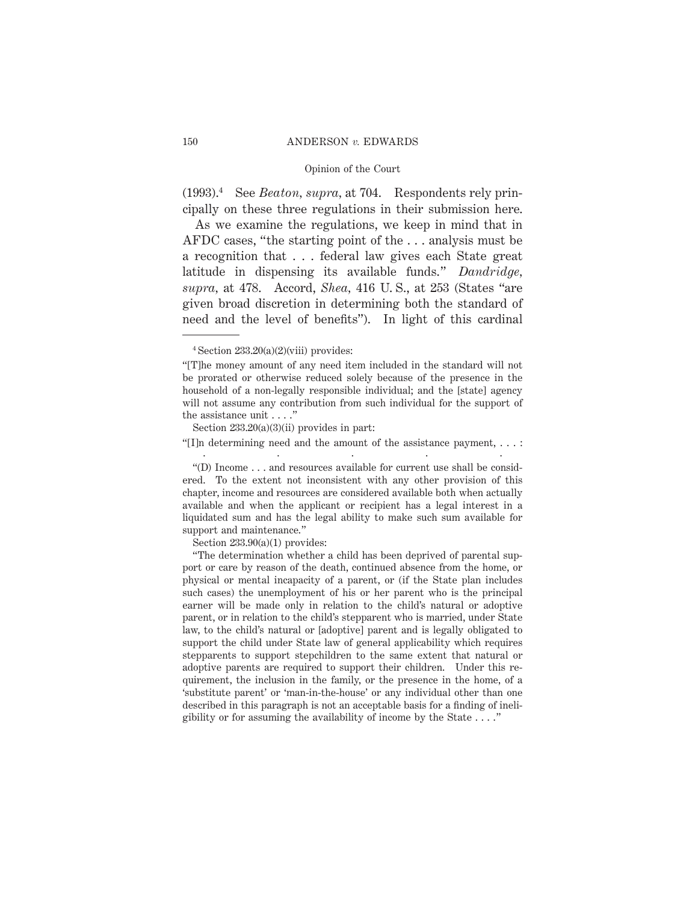(1993).[4] See *Beaton, supra*, at 704. Respondents rely principally on these three regulations in their submission here.

As we examine the regulations, we keep in mind that in AFDC cases, "the starting point of the . . . analysis must be a recognition that . . . federal law gives each State great latitude in dispensing its available funds." *Dandridge, supra*, at 478. Accord, *Shea*, 416 U. S., at 253 (States "are given broad discretion in determining both the standard of need and the level of benefits"). In light of this cardinal

---

[4] Section 233.20(a)(2)(viii) provides:

"[T]he money amount of any need item included in the standard will not be prorated or otherwise reduced solely because of the presence in the household of a non-legally responsible individual; and the [state] agency will not assume any contribution from such individual for the support of the assistance unit . . . ."

Section 233.20(a)(3)(ii) provides in part:

"[I]n determining need and the amount of the assistance payment, . . . :

. . . . .

"(D) Income . . . and resources available for current use shall be considered. To the extent not inconsistent with any other provision of this chapter, income and resources are considered available both when actually available and when the applicant or recipient has a legal interest in a liquidated sum and has the legal ability to make such sum available for support and maintenance."

Section 233.90(a)(1) provides:

"The determination whether a child has been deprived of parental support or care by reason of the death, continued absence from the home, or physical or mental incapacity of a parent, or (if the State plan includes such cases) the unemployment of his or her parent who is the principal earner will be made only in relation to the child's natural or adoptive parent, or in relation to the child's stepparent who is married, under State law, to the child's natural or [adoptive] parent and is legally obligated to support the child under State law of general applicability which requires stepparents to support stepchildren to the same extent that natural or adoptive parents are required to support their children. Under this requirement, the inclusion in the family, or the presence in the home, of a 'substitute parent' or 'man-in-the-house' or any individual other than one described in this paragraph is not an acceptable basis for a finding of ineligibility or for assuming the availability of income by the State . . . ."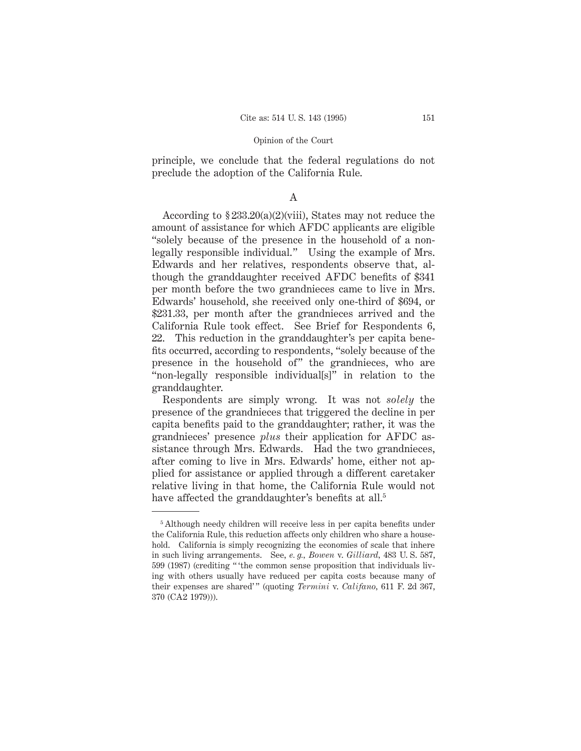principle, we conclude that the federal regulations do not preclude the adoption of the California Rule.

### A

According to § 233.20(a)(2)(viii), States may not reduce the amount of assistance for which AFDC applicants are eligible "solely because of the presence in the household of a non-legally responsible individual." Using the example of Mrs. Edwards and her relatives, respondents observe that, although the granddaughter received AFDC benefits of $341 per month before the two grandnieces came to live in Mrs. Edwards' household, she received only one-third of $694, or $231.33, per month after the grandnieces arrived and the California Rule took effect. See Brief for Respondents 6, 22. This reduction in the granddaughter's per capita benefits occurred, according to respondents, "solely because of the presence in the household of" the grandnieces, who are "non-legally responsible individual[s]" in relation to the granddaughter.

Respondents are simply wrong. It was not *solely* the presence of the grandnieces that triggered the decline in per capita benefits paid to the granddaughter; rather, it was the grandnieces' presence *plus* their application for AFDC assistance through Mrs. Edwards. Had the two grandnieces, after coming to live in Mrs. Edwards' home, either not applied for assistance or applied through a different caretaker relative living in that home, the California Rule would not have affected the granddaughter's benefits at all.[5]

---

[5] Although needy children will receive less in per capita benefits under the California Rule, this reduction affects only children who share a household. California is simply recognizing the economies of scale that inhere in such living arrangements. See, *e. g., Bowen* v. *Gilliard*, 483 U. S. 587, 599 (1987) (crediting "'the common sense proposition that individuals living with others usually have reduced per capita costs because many of their expenses are shared'" (quoting *Termini* v. *Califano*, 611 F. 2d 367, 370 (CA2 1979))).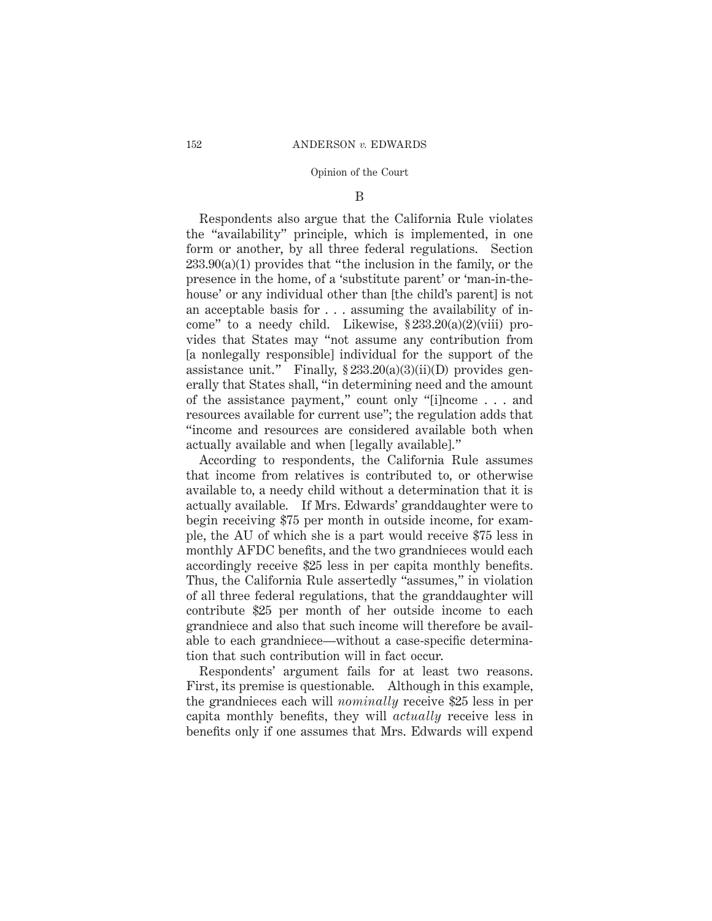### B

Respondents also argue that the California Rule violates the "availability" principle, which is implemented, in one form or another, by all three federal regulations. Section 233.90(a)(1) provides that "the inclusion in the family, or the presence in the home, of a 'substitute parent' or 'man-in-the-house' or any individual other than [the child's parent] is not an acceptable basis for . . . assuming the availability of income" to a needy child. Likewise, § 233.20(a)(2)(viii) provides that States may "not assume any contribution from [a nonlegally responsible] individual for the support of the assistance unit." Finally, § 233.20(a)(3)(ii)(D) provides generally that States shall, "in determining need and the amount of the assistance payment," count only "[i]ncome . . . and resources available for current use"; the regulation adds that "income and resources are considered available both when actually available and when [legally available]."

According to respondents, the California Rule assumes that income from relatives is contributed to, or otherwise available to, a needy child without a determination that it is actually available. If Mrs. Edwards' granddaughter were to begin receiving $75 per month in outside income, for example, the AU of which she is a part would receive $75 less in monthly AFDC benefits, and the two grandnieces would each accordingly receive $25 less in per capita monthly benefits. Thus, the California Rule assertedly "assumes," in violation of all three federal regulations, that the granddaughter will contribute $25 per month of her outside income to each grandniece and also that such income will therefore be available to each grandniece—without a case-specific determination that such contribution will in fact occur.

Respondents' argument fails for at least two reasons. First, its premise is questionable. Although in this example, the grandnieces each will *nominally* receive $25 less in per capita monthly benefits, they will *actually* receive less in benefits only if one assumes that Mrs. Edwards will expend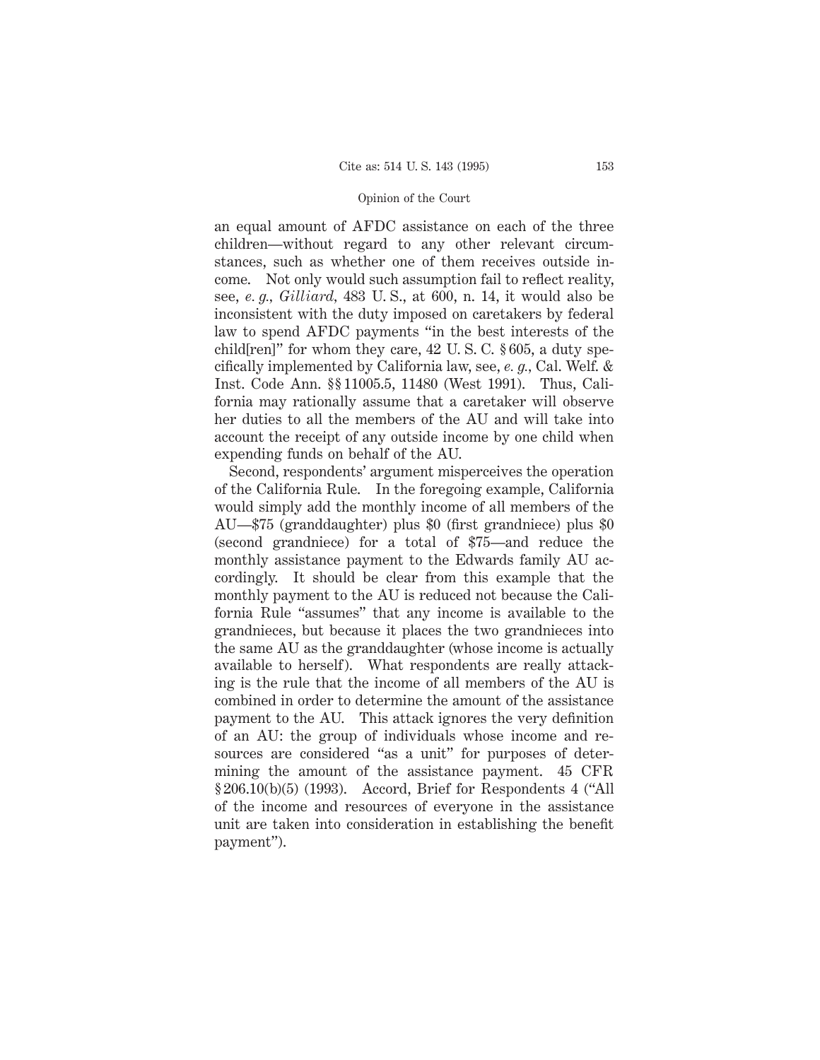an equal amount of AFDC assistance on each of the three children—without regard to any other relevant circumstances, such as whether one of them receives outside income. Not only would such assumption fail to reflect reality, see, *e. g.*, *Gilliard*, 483 U. S., at 600, n. 14, it would also be inconsistent with the duty imposed on caretakers by federal law to spend AFDC payments "in the best interests of the child[ren]" for whom they care, 42 U. S. C. § 605, a duty specifically implemented by California law, see, *e. g.*, Cal. Welf. & Inst. Code Ann. §§ 11005.5, 11480 (West 1991). Thus, California may rationally assume that a caretaker will observe her duties to all the members of the AU and will take into account the receipt of any outside income by one child when expending funds on behalf of the AU.

Second, respondents' argument misperceives the operation of the California Rule. In the foregoing example, California would simply add the monthly income of all members of the AU—$75 (granddaughter) plus $0 (first grandniece) plus $0 (second grandniece) for a total of $75—and reduce the monthly assistance payment to the Edwards family AU accordingly. It should be clear from this example that the monthly payment to the AU is reduced not because the California Rule "assumes" that any income is available to the grandnieces, but because it places the two grandnieces into the same AU as the granddaughter (whose income is actually available to herself). What respondents are really attacking is the rule that the income of all members of the AU is combined in order to determine the amount of the assistance payment to the AU. This attack ignores the very definition of an AU: the group of individuals whose income and resources are considered "as a unit" for purposes of determining the amount of the assistance payment. 45 CFR § 206.10(b)(5) (1993). Accord, Brief for Respondents 4 ("All of the income and resources of everyone in the assistance unit are taken into consideration in establishing the benefit payment").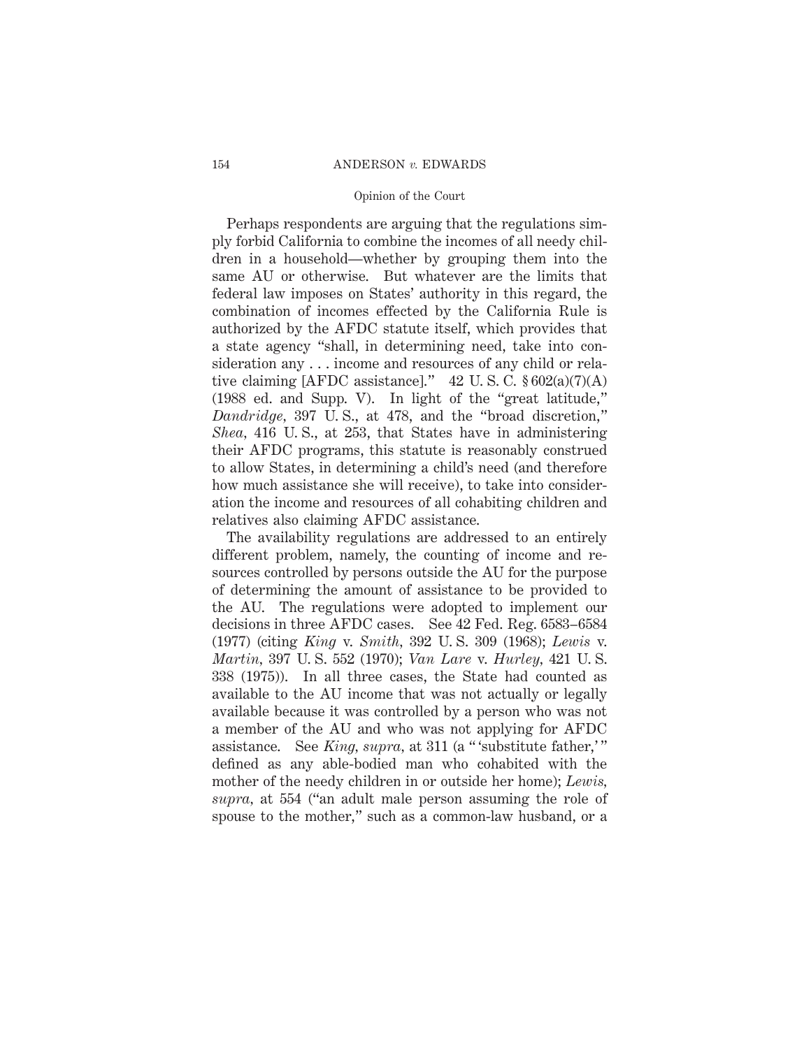Perhaps respondents are arguing that the regulations simply forbid California to combine the incomes of all needy children in a household—whether by grouping them into the same AU or otherwise. But whatever are the limits that federal law imposes on States' authority in this regard, the combination of incomes effected by the California Rule is authorized by the AFDC statute itself, which provides that a state agency "shall, in determining need, take into consideration any . . . income and resources of any child or relative claiming [AFDC assistance]." 42 U. S. C. § 602(a)(7)(A) (1988 ed. and Supp. V). In light of the "great latitude," *Dandridge*, 397 U. S., at 478, and the "broad discretion," *Shea*, 416 U. S., at 253, that States have in administering their AFDC programs, this statute is reasonably construed to allow States, in determining a child's need (and therefore how much assistance she will receive), to take into consideration the income and resources of all cohabiting children and relatives also claiming AFDC assistance.

The availability regulations are addressed to an entirely different problem, namely, the counting of income and resources controlled by persons outside the AU for the purpose of determining the amount of assistance to be provided to the AU. The regulations were adopted to implement our decisions in three AFDC cases. See 42 Fed. Reg. 6583–6584 (1977) (citing *King* v. *Smith*, 392 U. S. 309 (1968); *Lewis* v. *Martin*, 397 U. S. 552 (1970); *Van Lare* v. *Hurley*, 421 U. S. 338 (1975)). In all three cases, the State had counted as available to the AU income that was not actually or legally available because it was controlled by a person who was not a member of the AU and who was not applying for AFDC assistance. See *King*, *supra*, at 311 (a " 'substitute father,' " defined as any able-bodied man who cohabited with the mother of the needy children in or outside her home); *Lewis*, *supra*, at 554 ("an adult male person assuming the role of spouse to the mother," such as a common-law husband, or a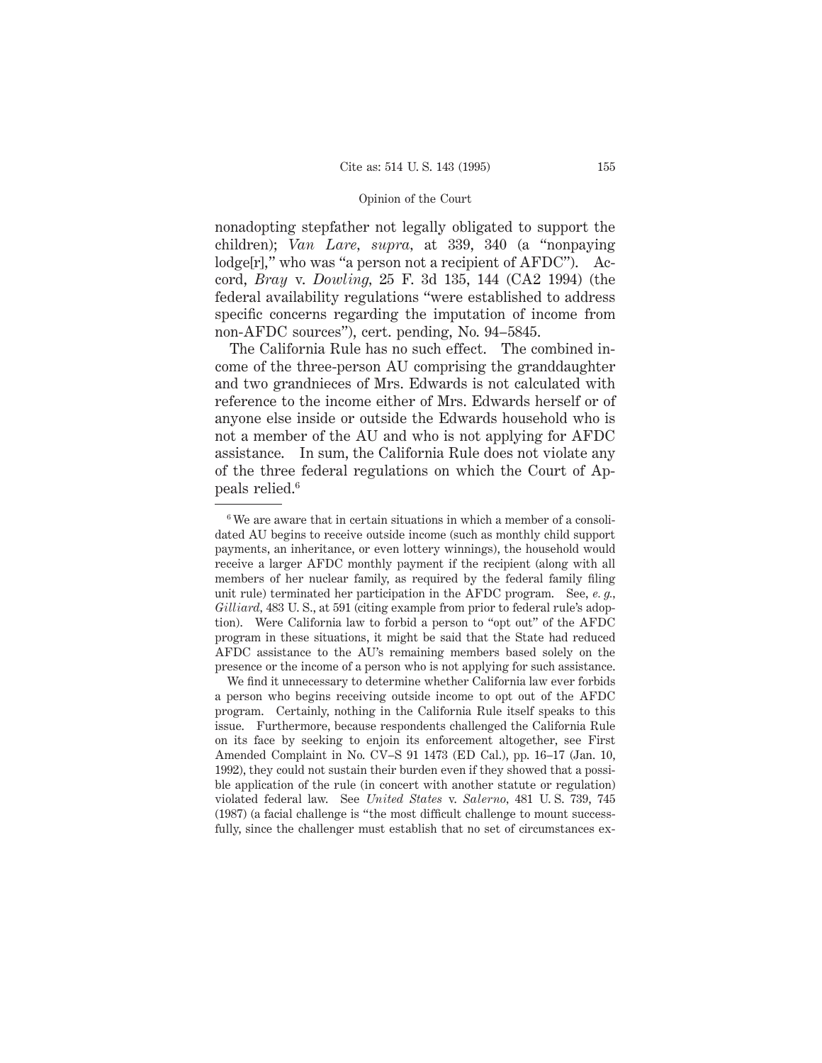nonadopting stepfather not legally obligated to support the children); *Van Lare*, *supra*, at 339, 340 (a "nonpaying lodge[r]," who was "a person not a recipient of AFDC"). Accord, *Bray* v. *Dowling*, 25 F. 3d 135, 144 (CA2 1994) (the federal availability regulations "were established to address specific concerns regarding the imputation of income from non-AFDC sources"), cert. pending, No. 94–5845.

The California Rule has no such effect. The combined income of the three-person AU comprising the granddaughter and two grandnieces of Mrs. Edwards is not calculated with reference to the income either of Mrs. Edwards herself or of anyone else inside or outside the Edwards household who is not a member of the AU and who is not applying for AFDC assistance. In sum, the California Rule does not violate any of the three federal regulations on which the Court of Appeals relied.[6]

---

[6] We are aware that in certain situations in which a member of a consolidated AU begins to receive outside income (such as monthly child support payments, an inheritance, or even lottery winnings), the household would receive a larger AFDC monthly payment if the recipient (along with all members of her nuclear family, as required by the federal family filing unit rule) terminated her participation in the AFDC program. See, *e. g.*, *Gilliard*, 483 U. S., at 591 (citing example from prior to federal rule's adoption). Were California law to forbid a person to "opt out" of the AFDC program in these situations, it might be said that the State had reduced AFDC assistance to the AU's remaining members based solely on the presence or the income of a person who is not applying for such assistance.

We find it unnecessary to determine whether California law ever forbids a person who begins receiving outside income to opt out of the AFDC program. Certainly, nothing in the California Rule itself speaks to this issue. Furthermore, because respondents challenged the California Rule on its face by seeking to enjoin its enforcement altogether, see First Amended Complaint in No. CV–S 91 1473 (ED Cal.), pp. 16–17 (Jan. 10, 1992), they could not sustain their burden even if they showed that a possible application of the rule (in concert with another statute or regulation) violated federal law. See *United States* v. *Salerno*, 481 U. S. 739, 745 (1987) (a facial challenge is "the most difficult challenge to mount successfully, since the challenger must establish that no set of circumstances ex-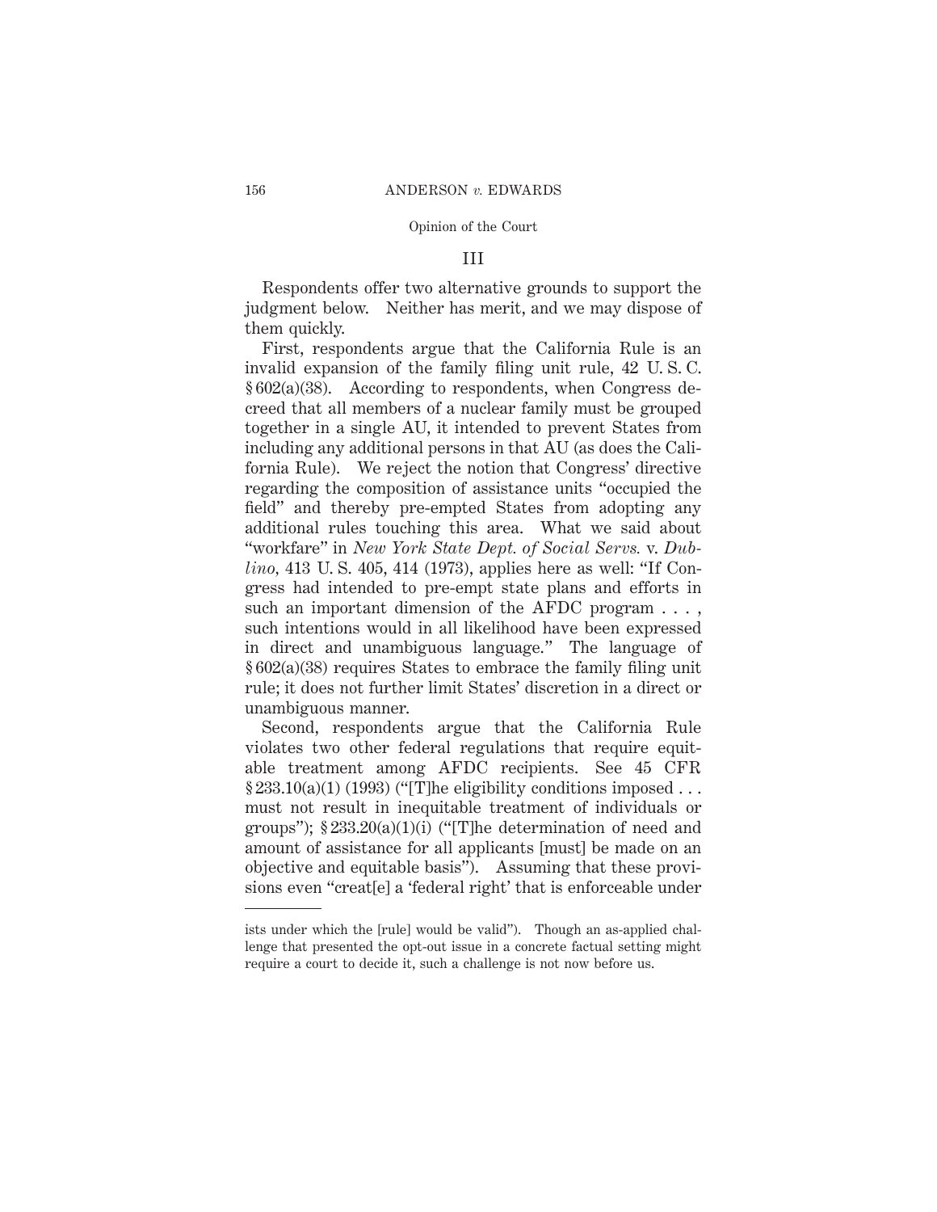## III

Respondents offer two alternative grounds to support the judgment below. Neither has merit, and we may dispose of them quickly.

First, respondents argue that the California Rule is an invalid expansion of the family filing unit rule, 42 U. S. C. § 602(a)(38). According to respondents, when Congress decreed that all members of a nuclear family must be grouped together in a single AU, it intended to prevent States from including any additional persons in that AU (as does the California Rule). We reject the notion that Congress' directive regarding the composition of assistance units "occupied the field" and thereby pre-empted States from adopting any additional rules touching this area. What we said about "workfare" in *New York State Dept. of Social Servs.* v. *Dublino,* 413 U. S. 405, 414 (1973), applies here as well: "If Congress had intended to pre-empt state plans and efforts in such an important dimension of the AFDC program . . . , such intentions would in all likelihood have been expressed in direct and unambiguous language." The language of § 602(a)(38) requires States to embrace the family filing unit rule; it does not further limit States' discretion in a direct or unambiguous manner.

Second, respondents argue that the California Rule violates two other federal regulations that require equitable treatment among AFDC recipients. See 45 CFR § 233.10(a)(1) (1993) ("[T]he eligibility conditions imposed . . . must not result in inequitable treatment of individuals or groups"); § 233.20(a)(1)(i) ("[T]he determination of need and amount of assistance for all applicants [must] be made on an objective and equitable basis"). Assuming that these provisions even "creat[e] a 'federal right' that is enforceable under

---

ists under which the [rule] would be valid"). Though an as-applied challenge that presented the opt-out issue in a concrete factual setting might require a court to decide it, such a challenge is not now before us.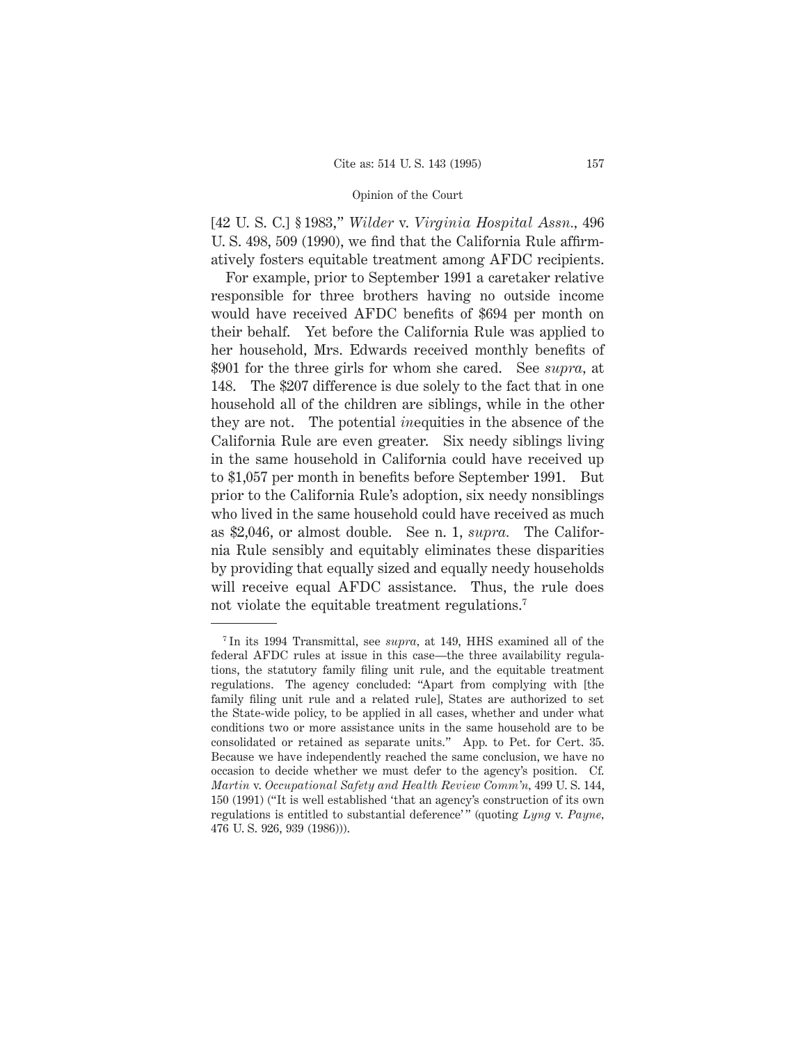[42 U. S. C.] § 1983," *Wilder* v. *Virginia Hospital Assn.*, 496 U. S. 498, 509 (1990), we find that the California Rule affirmatively fosters equitable treatment among AFDC recipients.

For example, prior to September 1991 a caretaker relative responsible for three brothers having no outside income would have received AFDC benefits of $694 per month on their behalf. Yet before the California Rule was applied to her household, Mrs. Edwards received monthly benefits of $901 for the three girls for whom she cared. See *supra*, at 148. The $207 difference is due solely to the fact that in one household all of the children are siblings, while in the other they are not. The potential *in*equities in the absence of the California Rule are even greater. Six needy siblings living in the same household in California could have received up to $1,057 per month in benefits before September 1991. But prior to the California Rule's adoption, six needy nonsiblings who lived in the same household could have received as much as $2,046, or almost double. See n. 1, *supra*. The California Rule sensibly and equitably eliminates these disparities by providing that equally sized and equally needy households will receive equal AFDC assistance. Thus, the rule does not violate the equitable treatment regulations.[7]

---

[7] In its 1994 Transmittal, see *supra*, at 149, HHS examined all of the federal AFDC rules at issue in this case—the three availability regulations, the statutory family filing unit rule, and the equitable treatment regulations. The agency concluded: "Apart from complying with [the family filing unit rule and a related rule], States are authorized to set the State-wide policy, to be applied in all cases, whether and under what conditions two or more assistance units in the same household are to be consolidated or retained as separate units." App. to Pet. for Cert. 35. Because we have independently reached the same conclusion, we have no occasion to decide whether we must defer to the agency's position. Cf. *Martin* v. *Occupational Safety and Health Review Comm'n*, 499 U. S. 144, 150 (1991) ("It is well established 'that an agency's construction of its own regulations is entitled to substantial deference'" (quoting *Lyng* v. *Payne*, 476 U. S. 926, 939 (1986))).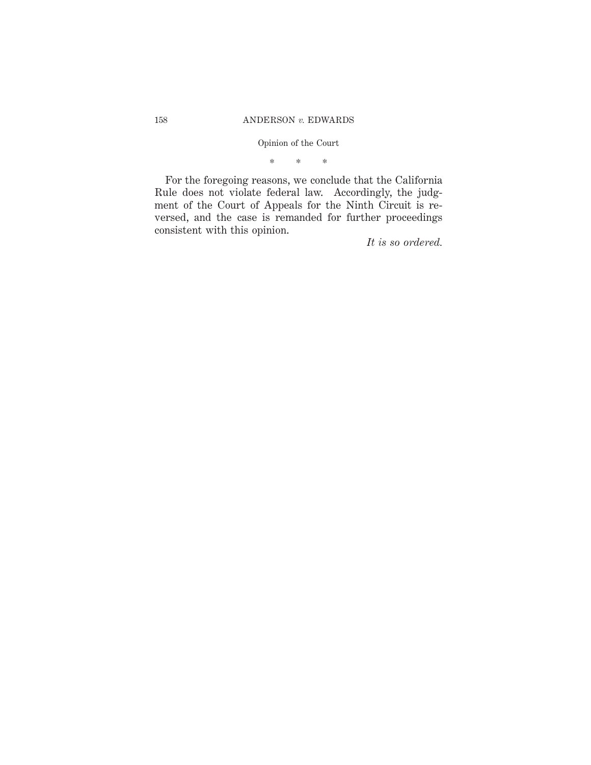Opinion of the Court

\* \* \*

For the foregoing reasons, we conclude that the California Rule does not violate federal law. Accordingly, the judgment of the Court of Appeals for the Ninth Circuit is reversed, and the case is remanded for further proceedings consistent with this opinion.

*It is so ordered.*